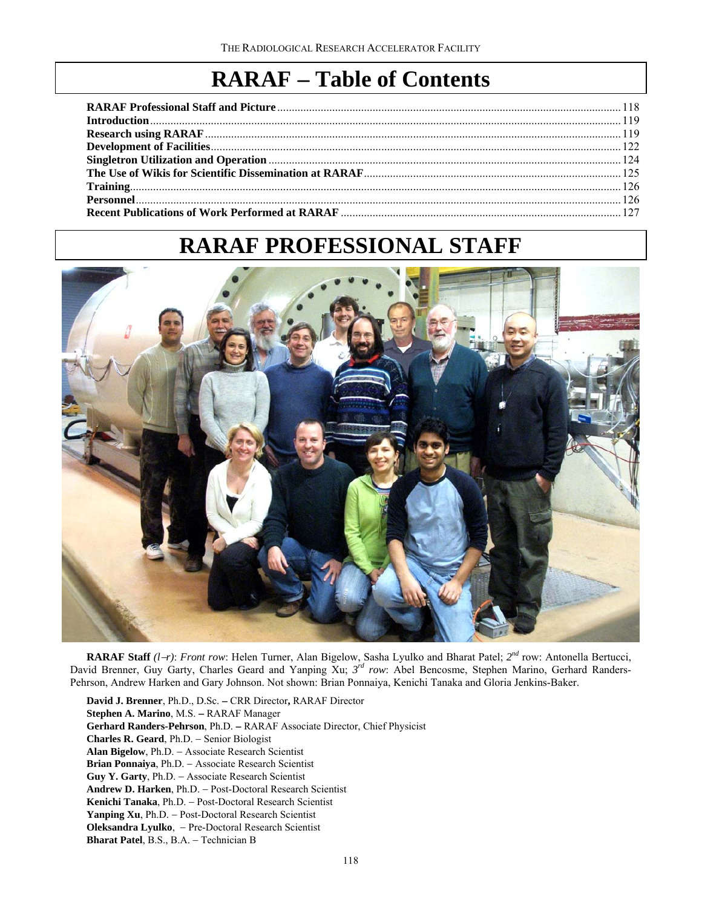# RARAF – Table of Contents

| | |
|---|---|
| **RARAF Professional Staff and Picture** | 118 |
| **Introduction** | 119 |
| **Research using RARAF** | 119 |
| **Development of Facilities** | 122 |
| **Singletron Utilization and Operation** | 124 |
| **The Use of Wikis for Scientific Dissemination at RARAF** | 125 |
| **Training** | 126 |
| **Personnel** | 126 |
| **Recent Publications of Work Performed at RARAF** | 127 |

# RARAF PROFESSIONAL STAFF

**RARAF Staff** *(l–r)*: *Front row*: Helen Turner, Alan Bigelow, Sasha Lyulko and Bharat Patel; 2nd row: Antonella Bertucci, David Brenner, Guy Garty, Charles Geard and Yanping Xu; 3rd *row*: Abel Bencosme, Stephen Marino, Gerhard Randers-Pehrson, Andrew Harken and Gary Johnson. Not shown: Brian Ponnaiya, Kenichi Tanaka and Gloria Jenkins-Baker.

**David J. Brenner**, Ph.D., D.Sc. **–** CRR Director**,** RARAF Director
**Stephen A. Marino**, M.S. **–** RARAF Manager
**Gerhard Randers-Pehrson**, Ph.D. **–** RARAF Associate Director, Chief Physicist
**Charles R. Geard**, Ph.D. – Senior Biologist
**Alan Bigelow**, Ph.D. – Associate Research Scientist
**Brian Ponnaiya**, Ph.D. – Associate Research Scientist
**Guy Y. Garty**, Ph.D. – Associate Research Scientist
**Andrew D. Harken**, Ph.D. – Post-Doctoral Research Scientist
**Kenichi Tanaka**, Ph.D. – Post-Doctoral Research Scientist
**Yanping Xu**, Ph.D. – Post-Doctoral Research Scientist
**Oleksandra Lyulko**, – Pre-Doctoral Research Scientist
**Bharat Patel**, B.S., B.A. – Technician B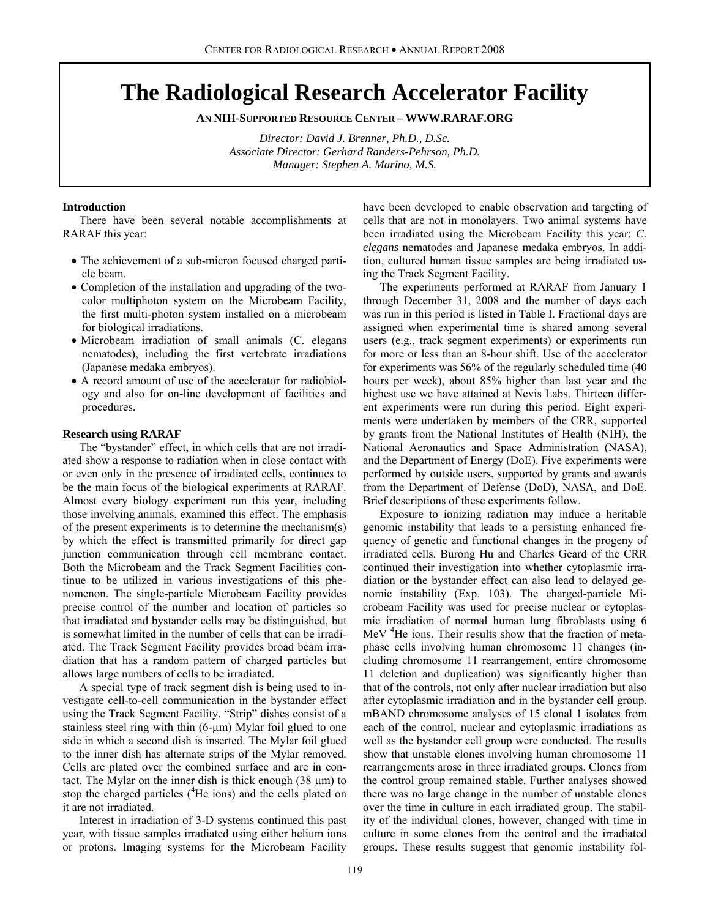# The Radiological Research Accelerator Facility

**AN NIH-SUPPORTED RESOURCE CENTER – WWW.RARAF.ORG**

*Director: David J. Brenner, Ph.D., D.Sc.*
*Associate Director: Gerhard Randers-Pehrson, Ph.D.*
*Manager: Stephen A. Marino, M.S.*

### Introduction

There have been several notable accomplishments at RARAF this year:

- The achievement of a sub-micron focused charged particle beam.
- Completion of the installation and upgrading of the two-color multiphoton system on the Microbeam Facility, the first multi-photon system installed on a microbeam for biological irradiations.
- Microbeam irradiation of small animals (C. elegans nematodes), including the first vertebrate irradiations (Japanese medaka embryos).
- A record amount of use of the accelerator for radiobiology and also for on-line development of facilities and procedures.

### Research using RARAF

The "bystander" effect, in which cells that are not irradiated show a response to radiation when in close contact with or even only in the presence of irradiated cells, continues to be the main focus of the biological experiments at RARAF. Almost every biology experiment run this year, including those involving animals, examined this effect. The emphasis of the present experiments is to determine the mechanism(s) by which the effect is transmitted primarily for direct gap junction communication through cell membrane contact. Both the Microbeam and the Track Segment Facilities continue to be utilized in various investigations of this phenomenon. The single-particle Microbeam Facility provides precise control of the number and location of particles so that irradiated and bystander cells may be distinguished, but is somewhat limited in the number of cells that can be irradiated. The Track Segment Facility provides broad beam irradiation that has a random pattern of charged particles but allows large numbers of cells to be irradiated.

A special type of track segment dish is being used to investigate cell-to-cell communication in the bystander effect using the Track Segment Facility. "Strip" dishes consist of a stainless steel ring with thin (6-µm) Mylar foil glued to one side in which a second dish is inserted. The Mylar foil glued to the inner dish has alternate strips of the Mylar removed. Cells are plated over the combined surface and are in contact. The Mylar on the inner dish is thick enough (38 µm) to stop the charged particles ($^4$He ions) and the cells plated on it are not irradiated.

Interest in irradiation of 3-D systems continued this past year, with tissue samples irradiated using either helium ions or protons. Imaging systems for the Microbeam Facility have been developed to enable observation and targeting of cells that are not in monolayers. Two animal systems have been irradiated using the Microbeam Facility this year: *C. elegans* nematodes and Japanese medaka embryos. In addition, cultured human tissue samples are being irradiated using the Track Segment Facility.

The experiments performed at RARAF from January 1 through December 31, 2008 and the number of days each was run in this period is listed in Table I. Fractional days are assigned when experimental time is shared among several users (e.g., track segment experiments) or experiments run for more or less than an 8-hour shift. Use of the accelerator for experiments was 56% of the regularly scheduled time (40 hours per week), about 85% higher than last year and the highest use we have attained at Nevis Labs. Thirteen different experiments were run during this period. Eight experiments were undertaken by members of the CRR, supported by grants from the National Institutes of Health (NIH), the National Aeronautics and Space Administration (NASA), and the Department of Energy (DoE). Five experiments were performed by outside users, supported by grants and awards from the Department of Defense (DoD), NASA, and DoE. Brief descriptions of these experiments follow.

Exposure to ionizing radiation may induce a heritable genomic instability that leads to a persisting enhanced frequency of genetic and functional changes in the progeny of irradiated cells. Burong Hu and Charles Geard of the CRR continued their investigation into whether cytoplasmic irradiation or the bystander effect can also lead to delayed genomic instability (Exp. 103). The charged-particle Microbeam Facility was used for precise nuclear or cytoplasmic irradiation of normal human lung fibroblasts using 6 MeV $^4$He ions. Their results show that the fraction of metaphase cells involving human chromosome 11 changes (including chromosome 11 rearrangement, entire chromosome 11 deletion and duplication) was significantly higher than that of the controls, not only after nuclear irradiation but also after cytoplasmic irradiation and in the bystander cell group. mBAND chromosome analyses of 15 clonal 1 isolates from each of the control, nuclear and cytoplasmic irradiations as well as the bystander cell group were conducted. The results show that unstable clones involving human chromosome 11 rearrangements arose in three irradiated groups. Clones from the control group remained stable. Further analyses showed there was no large change in the number of unstable clones over the time in culture in each irradiated group. The stability of the individual clones, however, changed with time in culture in some clones from the control and the irradiated groups. These results suggest that genomic instability fol-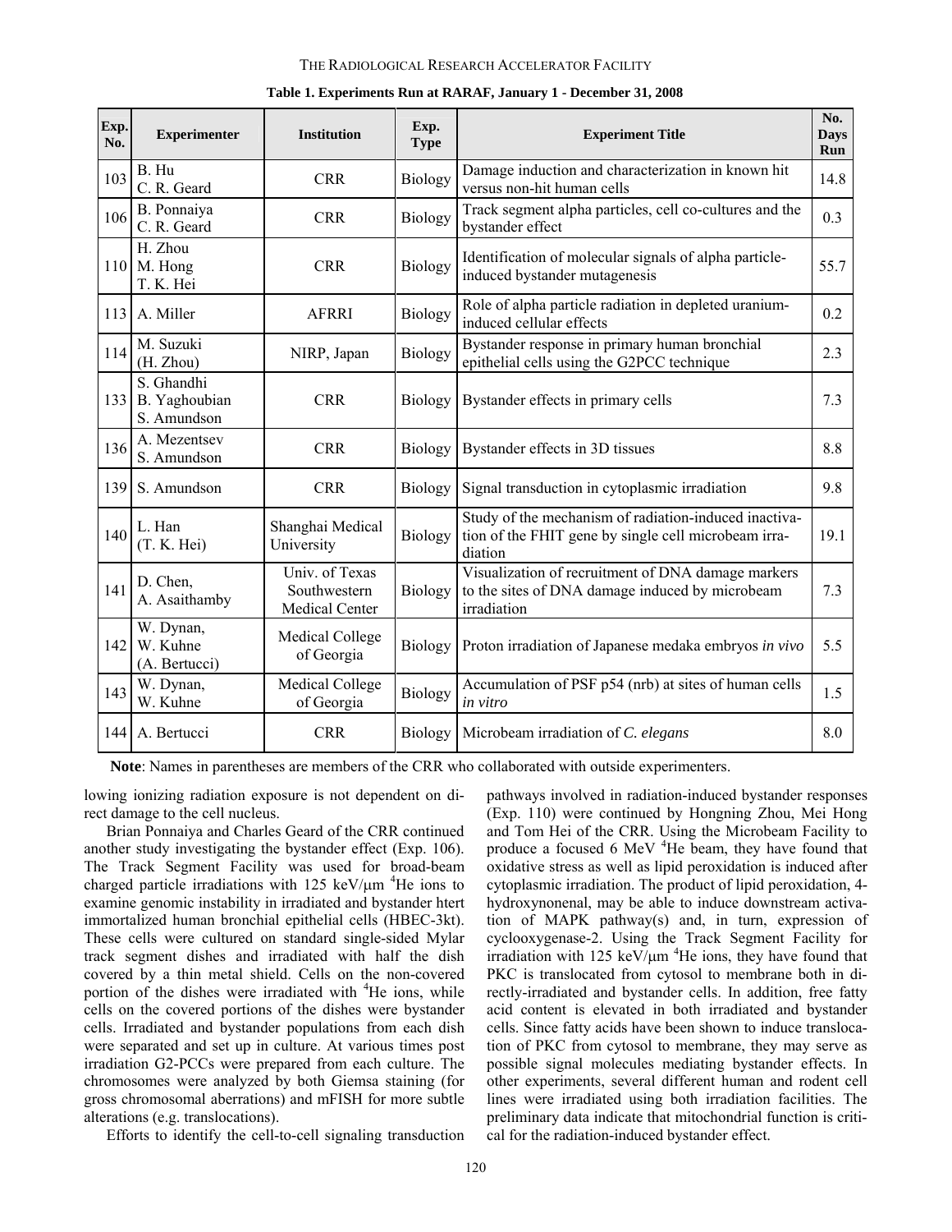**Table 1. Experiments Run at RARAF, January 1 - December 31, 2008**

| Exp. No. | Experimenter | Institution | Exp. Type | Experiment Title | No. Days Run |
|---|---|---|---|---|---|
| 103 | B. Hu<br>C. R. Geard | CRR | Biology | Damage induction and characterization in known hit versus non-hit human cells | 14.8 |
| 106 | B. Ponnaiya<br>C. R. Geard | CRR | Biology | Track segment alpha particles, cell co-cultures and the bystander effect | 0.3 |
| 110 | H. Zhou<br>M. Hong<br>T. K. Hei | CRR | Biology | Identification of molecular signals of alpha particle-induced bystander mutagenesis | 55.7 |
| 113 | A. Miller | AFRRI | Biology | Role of alpha particle radiation in depleted uranium-induced cellular effects | 0.2 |
| 114 | M. Suzuki<br>(H. Zhou) | NIRP, Japan | Biology | Bystander response in primary human bronchial epithelial cells using the G2PCC technique | 2.3 |
| 133 | S. Ghandhi<br>B. Yaghoubian<br>S. Amundson | CRR | Biology | Bystander effects in primary cells | 7.3 |
| 136 | A. Mezentsev<br>S. Amundson | CRR | Biology | Bystander effects in 3D tissues | 8.8 |
| 139 | S. Amundson | CRR | Biology | Signal transduction in cytoplasmic irradiation | 9.8 |
| 140 | L. Han<br>(T. K. Hei) | Shanghai Medical University | Biology | Study of the mechanism of radiation-induced inactivation of the FHIT gene by single cell microbeam irradiation | 19.1 |
| 141 | D. Chen,<br>A. Asaithamby | Univ. of Texas Southwestern Medical Center | Biology | Visualization of recruitment of DNA damage markers to the sites of DNA damage induced by microbeam irradiation | 7.3 |
| 142 | W. Dynan,<br>W. Kuhne<br>(A. Bertucci) | Medical College of Georgia | Biology | Proton irradiation of Japanese medaka embryos *in vivo* | 5.5 |
| 143 | W. Dynan,<br>W. Kuhne | Medical College of Georgia | Biology | Accumulation of PSF p54 (nrb) at sites of human cells *in vitro* | 1.5 |
| 144 | A. Bertucci | CRR | Biology | Microbeam irradiation of *C. elegans* | 8.0 |

**Note**: Names in parentheses are members of the CRR who collaborated with outside experimenters.

lowing ionizing radiation exposure is not dependent on direct damage to the cell nucleus.

Brian Ponnaiya and Charles Geard of the CRR continued another study investigating the bystander effect (Exp. 106). The Track Segment Facility was used for broad-beam charged particle irradiations with 125 keV/µm $^4$He ions to examine genomic instability in irradiated and bystander htert immortalized human bronchial epithelial cells (HBEC-3kt). These cells were cultured on standard single-sided Mylar track segment dishes and irradiated with half the dish covered by a thin metal shield. Cells on the non-covered portion of the dishes were irradiated with $^4$He ions, while cells on the covered portions of the dishes were bystander cells. Irradiated and bystander populations from each dish were separated and set up in culture. At various times post irradiation G2-PCCs were prepared from each culture. The chromosomes were analyzed by both Giemsa staining (for gross chromosomal aberrations) and mFISH for more subtle alterations (e.g. translocations).

Efforts to identify the cell-to-cell signaling transduction pathways involved in radiation-induced bystander responses (Exp. 110) were continued by Hongning Zhou, Mei Hong and Tom Hei of the CRR. Using the Microbeam Facility to produce a focused 6 MeV $^4$He beam, they have found that oxidative stress as well as lipid peroxidation is induced after cytoplasmic irradiation. The product of lipid peroxidation, 4-hydroxynonenal, may be able to induce downstream activation of MAPK pathway(s) and, in turn, expression of cyclooxygenase-2. Using the Track Segment Facility for irradiation with 125 keV/µm $^4$He ions, they have found that PKC is translocated from cytosol to membrane both in directly-irradiated and bystander cells. In addition, free fatty acid content is elevated in both irradiated and bystander cells. Since fatty acids have been shown to induce translocation of PKC from cytosol to membrane, they may serve as possible signal molecules mediating bystander effects. In other experiments, several different human and rodent cell lines were irradiated using both irradiation facilities. The preliminary data indicate that mitochondrial function is critical for the radiation-induced bystander effect.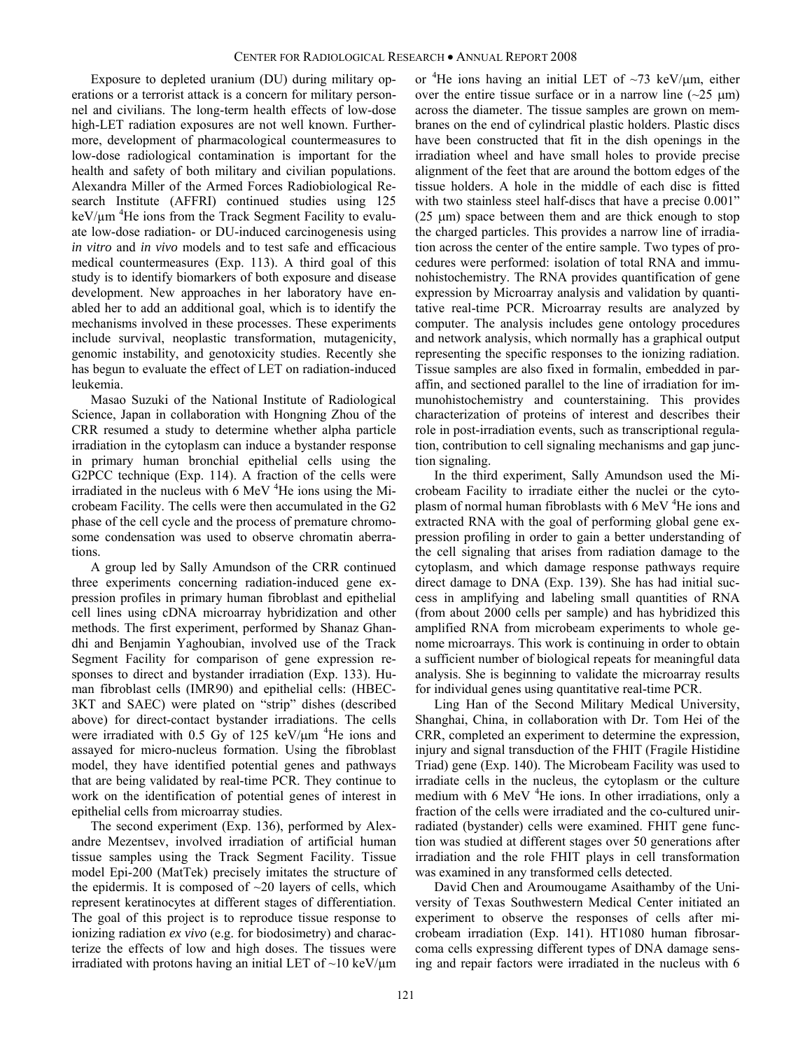Exposure to depleted uranium (DU) during military operations or a terrorist attack is a concern for military personnel and civilians. The long-term health effects of low-dose high-LET radiation exposures are not well known. Furthermore, development of pharmacological countermeasures to low-dose radiological contamination is important for the health and safety of both military and civilian populations. Alexandra Miller of the Armed Forces Radiobiological Research Institute (AFFRI) continued studies using 125 keV/μm $^4$He ions from the Track Segment Facility to evaluate low-dose radiation- or DU-induced carcinogenesis using *in vitro* and *in vivo* models and to test safe and efficacious medical countermeasures (Exp. 113). A third goal of this study is to identify biomarkers of both exposure and disease development. New approaches in her laboratory have enabled her to add an additional goal, which is to identify the mechanisms involved in these processes. These experiments include survival, neoplastic transformation, mutagenicity, genomic instability, and genotoxicity studies. Recently she has begun to evaluate the effect of LET on radiation-induced leukemia.

Masao Suzuki of the National Institute of Radiological Science, Japan in collaboration with Hongning Zhou of the CRR resumed a study to determine whether alpha particle irradiation in the cytoplasm can induce a bystander response in primary human bronchial epithelial cells using the G2PCC technique (Exp. 114). A fraction of the cells were irradiated in the nucleus with 6 MeV $^4$He ions using the Microbeam Facility. The cells were then accumulated in the G2 phase of the cell cycle and the process of premature chromosome condensation was used to observe chromatin aberrations.

A group led by Sally Amundson of the CRR continued three experiments concerning radiation-induced gene expression profiles in primary human fibroblast and epithelial cell lines using cDNA microarray hybridization and other methods. The first experiment, performed by Shanaz Ghandhi and Benjamin Yaghoubian, involved use of the Track Segment Facility for comparison of gene expression responses to direct and bystander irradiation (Exp. 133). Human fibroblast cells (IMR90) and epithelial cells: (HBEC-3KT and SAEC) were plated on "strip" dishes (described above) for direct-contact bystander irradiations. The cells were irradiated with 0.5 Gy of 125 keV/μm $^4$He ions and assayed for micro-nucleus formation. Using the fibroblast model, they have identified potential genes and pathways that are being validated by real-time PCR. They continue to work on the identification of potential genes of interest in epithelial cells from microarray studies.

The second experiment (Exp. 136), performed by Alexandre Mezentsev, involved irradiation of artificial human tissue samples using the Track Segment Facility. Tissue model Epi-200 (MatTek) precisely imitates the structure of the epidermis. It is composed of ~20 layers of cells, which represent keratinocytes at different stages of differentiation. The goal of this project is to reproduce tissue response to ionizing radiation *ex vivo* (e.g. for biodosimetry) and characterize the effects of low and high doses. The tissues were irradiated with protons having an initial LET of ~10 keV/μm or $^4$He ions having an initial LET of ~73 keV/μm, either over the entire tissue surface or in a narrow line (~25 μm) across the diameter. The tissue samples are grown on membranes on the end of cylindrical plastic holders. Plastic discs have been constructed that fit in the dish openings in the irradiation wheel and have small holes to provide precise alignment of the feet that are around the bottom edges of the tissue holders. A hole in the middle of each disc is fitted with two stainless steel half-discs that have a precise 0.001" (25 μm) space between them and are thick enough to stop the charged particles. This provides a narrow line of irradiation across the center of the entire sample. Two types of procedures were performed: isolation of total RNA and immunohistochemistry. The RNA provides quantification of gene expression by Microarray analysis and validation by quantitative real-time PCR. Microarray results are analyzed by computer. The analysis includes gene ontology procedures and network analysis, which normally has a graphical output representing the specific responses to the ionizing radiation. Tissue samples are also fixed in formalin, embedded in paraffin, and sectioned parallel to the line of irradiation for immunohistochemistry and counterstaining. This provides characterization of proteins of interest and describes their role in post-irradiation events, such as transcriptional regulation, contribution to cell signaling mechanisms and gap junction signaling.

In the third experiment, Sally Amundson used the Microbeam Facility to irradiate either the nuclei or the cytoplasm of normal human fibroblasts with 6 MeV $^4$He ions and extracted RNA with the goal of performing global gene expression profiling in order to gain a better understanding of the cell signaling that arises from radiation damage to the cytoplasm, and which damage response pathways require direct damage to DNA (Exp. 139). She has had initial success in amplifying and labeling small quantities of RNA (from about 2000 cells per sample) and has hybridized this amplified RNA from microbeam experiments to whole genome microarrays. This work is continuing in order to obtain a sufficient number of biological repeats for meaningful data analysis. She is beginning to validate the microarray results for individual genes using quantitative real-time PCR.

Ling Han of the Second Military Medical University, Shanghai, China, in collaboration with Dr. Tom Hei of the CRR, completed an experiment to determine the expression, injury and signal transduction of the FHIT (Fragile Histidine Triad) gene (Exp. 140). The Microbeam Facility was used to irradiate cells in the nucleus, the cytoplasm or the culture medium with 6 MeV $^4$He ions. In other irradiations, only a fraction of the cells were irradiated and the co-cultured unirradiated (bystander) cells were examined. FHIT gene function was studied at different stages over 50 generations after irradiation and the role FHIT plays in cell transformation was examined in any transformed cells detected.

David Chen and Aroumougame Asaithamby of the University of Texas Southwestern Medical Center initiated an experiment to observe the responses of cells after microbeam irradiation (Exp. 141). HT1080 human fibrosarcoma cells expressing different types of DNA damage sensing and repair factors were irradiated in the nucleus with 6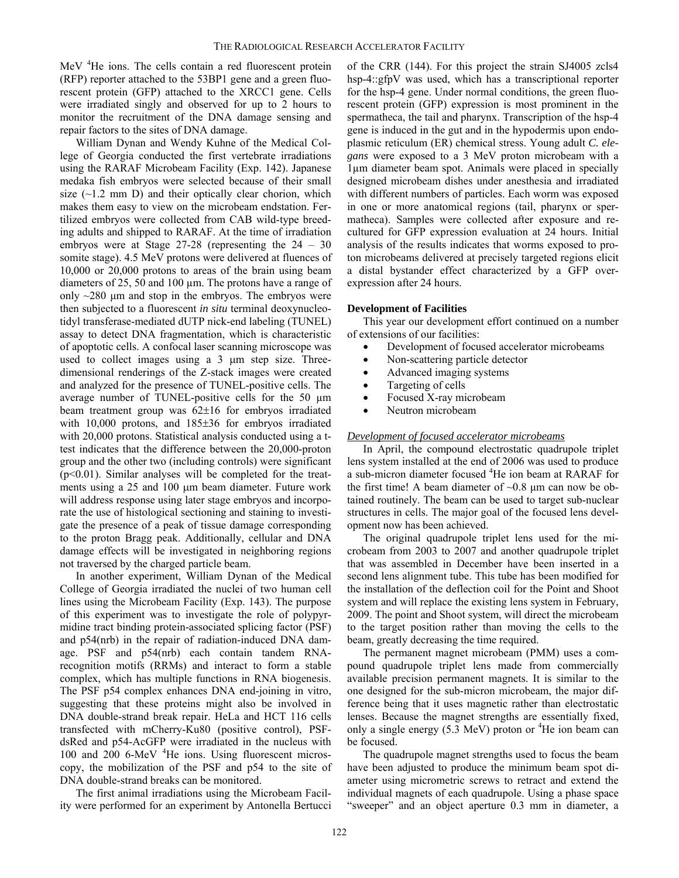MeV $^{4}$He ions. The cells contain a red fluorescent protein (RFP) reporter attached to the 53BP1 gene and a green fluorescent protein (GFP) attached to the XRCC1 gene. Cells were irradiated singly and observed for up to 2 hours to monitor the recruitment of the DNA damage sensing and repair factors to the sites of DNA damage.

William Dynan and Wendy Kuhne of the Medical College of Georgia conducted the first vertebrate irradiations using the RARAF Microbeam Facility (Exp. 142). Japanese medaka fish embryos were selected because of their small size (~1.2 mm D) and their optically clear chorion, which makes them easy to view on the microbeam endstation. Fertilized embryos were collected from CAB wild-type breeding adults and shipped to RARAF. At the time of irradiation embryos were at Stage 27-28 (representing the 24 – 30 somite stage). 4.5 MeV protons were delivered at fluences of 10,000 or 20,000 protons to areas of the brain using beam diameters of 25, 50 and 100 μm. The protons have a range of only ~280 μm and stop in the embryos. The embryos were then subjected to a fluorescent *in situ* terminal deoxynucleotidyl transferase-mediated dUTP nick-end labeling (TUNEL) assay to detect DNA fragmentation, which is characteristic of apoptotic cells. A confocal laser scanning microscope was used to collect images using a 3 μm step size. Three-dimensional renderings of the Z-stack images were created and analyzed for the presence of TUNEL-positive cells. The average number of TUNEL-positive cells for the 50 μm beam treatment group was 62±16 for embryos irradiated with 10,000 protons, and 185±36 for embryos irradiated with 20,000 protons. Statistical analysis conducted using a t-test indicates that the difference between the 20,000-proton group and the other two (including controls) were significant ($p<0.01$). Similar analyses will be completed for the treatments using a 25 and 100 μm beam diameter. Future work will address response using later stage embryos and incorporate the use of histological sectioning and staining to investigate the presence of a peak of tissue damage corresponding to the proton Bragg peak. Additionally, cellular and DNA damage effects will be investigated in neighboring regions not traversed by the charged particle beam.

In another experiment, William Dynan of the Medical College of Georgia irradiated the nuclei of two human cell lines using the Microbeam Facility (Exp. 143). The purpose of this experiment was to investigate the role of polypyrmidine tract binding protein-associated splicing factor (PSF) and p54(nrb) in the repair of radiation-induced DNA damage. PSF and p54(nrb) each contain tandem RNA-recognition motifs (RRMs) and interact to form a stable complex, which has multiple functions in RNA biogenesis. The PSF p54 complex enhances DNA end-joining in vitro, suggesting that these proteins might also be involved in DNA double-strand break repair. HeLa and HCT 116 cells transfected with mCherry-Ku80 (positive control), PSF-dsRed and p54-AcGFP were irradiated in the nucleus with 100 and 200 6-MeV $^{4}$He ions. Using fluorescent microscopy, the mobilization of the PSF and p54 to the site of DNA double-strand breaks can be monitored.

The first animal irradiations using the Microbeam Facility were performed for an experiment by Antonella Bertucci of the CRR (144). For this project the strain SJ4005 zcls4 hsp-4::gfpV was used, which has a transcriptional reporter for the hsp-4 gene. Under normal conditions, the green fluorescent protein (GFP) expression is most prominent in the spermatheca, the tail and pharynx. Transcription of the hsp-4 gene is induced in the gut and in the hypodermis upon endoplasmic reticulum (ER) chemical stress. Young adult *C. elegans* were exposed to a 3 MeV proton microbeam with a 1μm diameter beam spot. Animals were placed in specially designed microbeam dishes under anesthesia and irradiated with different numbers of particles. Each worm was exposed in one or more anatomical regions (tail, pharynx or spermatheca). Samples were collected after exposure and re-cultured for GFP expression evaluation at 24 hours. Initial analysis of the results indicates that worms exposed to proton microbeams delivered at precisely targeted regions elicit a distal bystander effect characterized by a GFP over-expression after 24 hours.

### Development of Facilities

This year our development effort continued on a number of extensions of our facilities:

- Development of focused accelerator microbeams
- Non-scattering particle detector
- Advanced imaging systems
- Targeting of cells
- Focused X-ray microbeam
- Neutron microbeam

#### *Development of focused accelerator microbeams*

In April, the compound electrostatic quadrupole triplet lens system installed at the end of 2006 was used to produce a sub-micron diameter focused $^{4}$He ion beam at RARAF for the first time! A beam diameter of ~0.8 μm can now be obtained routinely. The beam can be used to target sub-nuclear structures in cells. The major goal of the focused lens development now has been achieved.

The original quadrupole triplet lens used for the microbeam from 2003 to 2007 and another quadrupole triplet that was assembled in December have been inserted in a second lens alignment tube. This tube has been modified for the installation of the deflection coil for the Point and Shoot system and will replace the existing lens system in February, 2009. The point and Shoot system, will direct the microbeam to the target position rather than moving the cells to the beam, greatly decreasing the time required.

The permanent magnet microbeam (PMM) uses a compound quadrupole triplet lens made from commercially available precision permanent magnets. It is similar to the one designed for the sub-micron microbeam, the major difference being that it uses magnetic rather than electrostatic lenses. Because the magnet strengths are essentially fixed, only a single energy (5.3 MeV) proton or $^{4}$He ion beam can be focused.

The quadrupole magnet strengths used to focus the beam have been adjusted to produce the minimum beam spot diameter using micrometric screws to retract and extend the individual magnets of each quadrupole. Using a phase space "sweeper" and an object aperture 0.3 mm in diameter, a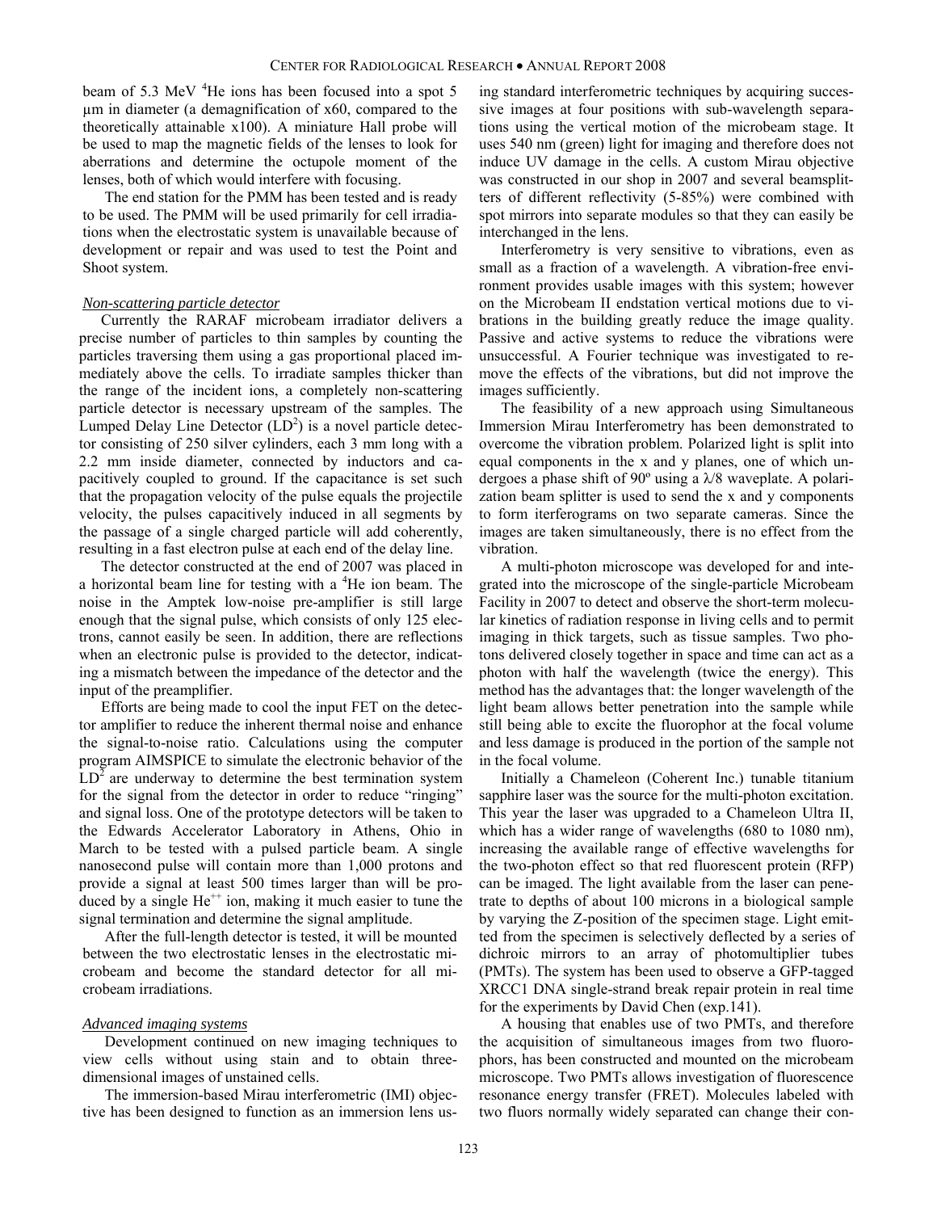beam of 5.3 MeV $^4$He ions has been focused into a spot 5 µm in diameter (a demagnification of x60, compared to the theoretically attainable x100). A miniature Hall probe will be used to map the magnetic fields of the lenses to look for aberrations and determine the octupole moment of the lenses, both of which would interfere with focusing.

The end station for the PMM has been tested and is ready to be used. The PMM will be used primarily for cell irradiations when the electrostatic system is unavailable because of development or repair and was used to test the Point and Shoot system.

*Non-scattering particle detector*

Currently the RARAF microbeam irradiator delivers a precise number of particles to thin samples by counting the particles traversing them using a gas proportional placed immediately above the cells. To irradiate samples thicker than the range of the incident ions, a completely non-scattering particle detector is necessary upstream of the samples. The Lumped Delay Line Detector ($LD^2$) is a novel particle detector consisting of 250 silver cylinders, each 3 mm long with a 2.2 mm inside diameter, connected by inductors and capacitively coupled to ground. If the capacitance is set such that the propagation velocity of the pulse equals the projectile velocity, the pulses capacitively induced in all segments by the passage of a single charged particle will add coherently, resulting in a fast electron pulse at each end of the delay line.

The detector constructed at the end of 2007 was placed in a horizontal beam line for testing with a $^4$He ion beam. The noise in the Amptek low-noise pre-amplifier is still large enough that the signal pulse, which consists of only 125 electrons, cannot easily be seen. In addition, there are reflections when an electronic pulse is provided to the detector, indicating a mismatch between the impedance of the detector and the input of the preamplifier.

Efforts are being made to cool the input FET on the detector amplifier to reduce the inherent thermal noise and enhance the signal-to-noise ratio. Calculations using the computer program AIMSPICE to simulate the electronic behavior of the $LD^2$ are underway to determine the best termination system for the signal from the detector in order to reduce "ringing" and signal loss. One of the prototype detectors will be taken to the Edwards Accelerator Laboratory in Athens, Ohio in March to be tested with a pulsed particle beam. A single nanosecond pulse will contain more than 1,000 protons and provide a signal at least 500 times larger than will be produced by a single $He^{++}$ ion, making it much easier to tune the signal termination and determine the signal amplitude.

After the full-length detector is tested, it will be mounted between the two electrostatic lenses in the electrostatic microbeam and become the standard detector for all microbeam irradiations.

*Advanced imaging systems*

Development continued on new imaging techniques to view cells without using stain and to obtain three-dimensional images of unstained cells.

The immersion-based Mirau interferometric (IMI) objective has been designed to function as an immersion lens using standard interferometric techniques by acquiring successive images at four positions with sub-wavelength separations using the vertical motion of the microbeam stage. It uses 540 nm (green) light for imaging and therefore does not induce UV damage in the cells. A custom Mirau objective was constructed in our shop in 2007 and several beamsplitters of different reflectivity (5-85%) were combined with spot mirrors into separate modules so that they can easily be interchanged in the lens.

Interferometry is very sensitive to vibrations, even as small as a fraction of a wavelength. A vibration-free environment provides usable images with this system; however on the Microbeam II endstation vertical motions due to vibrations in the building greatly reduce the image quality. Passive and active systems to reduce the vibrations were unsuccessful. A Fourier technique was investigated to remove the effects of the vibrations, but did not improve the images sufficiently.

The feasibility of a new approach using Simultaneous Immersion Mirau Interferometry has been demonstrated to overcome the vibration problem. Polarized light is split into equal components in the x and y planes, one of which undergoes a phase shift of 90º using a $\lambda/8$ waveplate. A polarization beam splitter is used to send the x and y components to form iterferograms on two separate cameras. Since the images are taken simultaneously, there is no effect from the vibration.

A multi-photon microscope was developed for and integrated into the microscope of the single-particle Microbeam Facility in 2007 to detect and observe the short-term molecular kinetics of radiation response in living cells and to permit imaging in thick targets, such as tissue samples. Two photons delivered closely together in space and time can act as a photon with half the wavelength (twice the energy). This method has the advantages that: the longer wavelength of the light beam allows better penetration into the sample while still being able to excite the fluorophor at the focal volume and less damage is produced in the portion of the sample not in the focal volume.

Initially a Chameleon (Coherent Inc.) tunable titanium sapphire laser was the source for the multi-photon excitation. This year the laser was upgraded to a Chameleon Ultra II, which has a wider range of wavelengths (680 to 1080 nm), increasing the available range of effective wavelengths for the two-photon effect so that red fluorescent protein (RFP) can be imaged. The light available from the laser can penetrate to depths of about 100 microns in a biological sample by varying the Z-position of the specimen stage. Light emitted from the specimen is selectively deflected by a series of dichroic mirrors to an array of photomultiplier tubes (PMTs). The system has been used to observe a GFP-tagged XRCC1 DNA single-strand break repair protein in real time for the experiments by David Chen (exp.141).

A housing that enables use of two PMTs, and therefore the acquisition of simultaneous images from two fluorophors, has been constructed and mounted on the microbeam microscope. Two PMTs allows investigation of fluorescence resonance energy transfer (FRET). Molecules labeled with two fluors normally widely separated can change their con-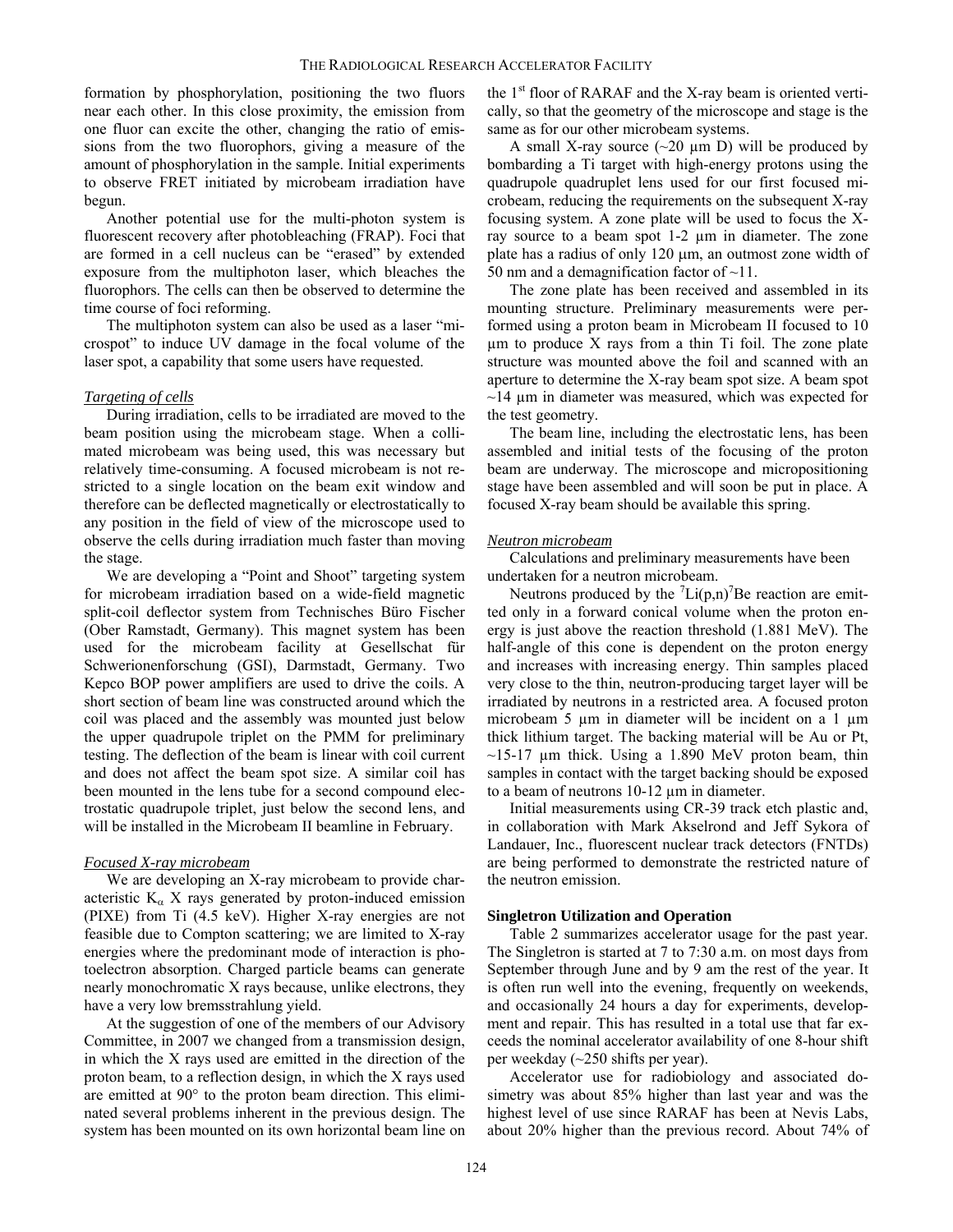formation by phosphorylation, positioning the two fluors near each other. In this close proximity, the emission from one fluor can excite the other, changing the ratio of emissions from the two fluorophors, giving a measure of the amount of phosphorylation in the sample. Initial experiments to observe FRET initiated by microbeam irradiation have begun.

Another potential use for the multi-photon system is fluorescent recovery after photobleaching (FRAP). Foci that are formed in a cell nucleus can be "erased" by extended exposure from the multiphoton laser, which bleaches the fluorophors. The cells can then be observed to determine the time course of foci reforming.

The multiphoton system can also be used as a laser "microspot" to induce UV damage in the focal volume of the laser spot, a capability that some users have requested.

*Targeting of cells*

During irradiation, cells to be irradiated are moved to the beam position using the microbeam stage. When a collimated microbeam was being used, this was necessary but relatively time-consuming. A focused microbeam is not restricted to a single location on the beam exit window and therefore can be deflected magnetically or electrostatically to any position in the field of view of the microscope used to observe the cells during irradiation much faster than moving the stage.

We are developing a "Point and Shoot" targeting system for microbeam irradiation based on a wide-field magnetic split-coil deflector system from Technisches Büro Fischer (Ober Ramstadt, Germany). This magnet system has been used for the microbeam facility at Gesellschat für Schwerionenforschung (GSI), Darmstadt, Germany. Two Kepco BOP power amplifiers are used to drive the coils. A short section of beam line was constructed around which the coil was placed and the assembly was mounted just below the upper quadrupole triplet on the PMM for preliminary testing. The deflection of the beam is linear with coil current and does not affect the beam spot size. A similar coil has been mounted in the lens tube for a second compound electrostatic quadrupole triplet, just below the second lens, and will be installed in the Microbeam II beamline in February.

*Focused X-ray microbeam*

We are developing an X-ray microbeam to provide characteristic $K_\alpha$ X rays generated by proton-induced emission (PIXE) from Ti (4.5 keV). Higher X-ray energies are not feasible due to Compton scattering; we are limited to X-ray energies where the predominant mode of interaction is photoelectron absorption. Charged particle beams can generate nearly monochromatic X rays because, unlike electrons, they have a very low bremsstrahlung yield.

At the suggestion of one of the members of our Advisory Committee, in 2007 we changed from a transmission design, in which the X rays used are emitted in the direction of the proton beam, to a reflection design, in which the X rays used are emitted at 90° to the proton beam direction. This eliminated several problems inherent in the previous design. The system has been mounted on its own horizontal beam line on the 1st floor of RARAF and the X-ray beam is oriented vertically, so that the geometry of the microscope and stage is the same as for our other microbeam systems.

A small X-ray source (~20 µm D) will be produced by bombarding a Ti target with high-energy protons using the quadrupole quadruplet lens used for our first focused microbeam, reducing the requirements on the subsequent X-ray focusing system. A zone plate will be used to focus the X-ray source to a beam spot 1-2 µm in diameter. The zone plate has a radius of only 120 µm, an outmost zone width of 50 nm and a demagnification factor of ~11.

The zone plate has been received and assembled in its mounting structure. Preliminary measurements were performed using a proton beam in Microbeam II focused to 10 µm to produce X rays from a thin Ti foil. The zone plate structure was mounted above the foil and scanned with an aperture to determine the X-ray beam spot size. A beam spot ~14 µm in diameter was measured, which was expected for the test geometry.

The beam line, including the electrostatic lens, has been assembled and initial tests of the focusing of the proton beam are underway. The microscope and micropositioning stage have been assembled and will soon be put in place. A focused X-ray beam should be available this spring.

*Neutron microbeam*

Calculations and preliminary measurements have been undertaken for a neutron microbeam.

Neutrons produced by the $^7Li(p,n)^7Be$ reaction are emitted only in a forward conical volume when the proton energy is just above the reaction threshold (1.881 MeV). The half-angle of this cone is dependent on the proton energy and increases with increasing energy. Thin samples placed very close to the thin, neutron-producing target layer will be irradiated by neutrons in a restricted area. A focused proton microbeam 5 µm in diameter will be incident on a 1 µm thick lithium target. The backing material will be Au or Pt, ~15-17 µm thick. Using a 1.890 MeV proton beam, thin samples in contact with the target backing should be exposed to a beam of neutrons 10-12 µm in diameter.

Initial measurements using CR-39 track etch plastic and, in collaboration with Mark Akselrond and Jeff Sykora of Landauer, Inc., fluorescent nuclear track detectors (FNTDs) are being performed to demonstrate the restricted nature of the neutron emission.

**Singletron Utilization and Operation**

Table 2 summarizes accelerator usage for the past year. The Singletron is started at 7 to 7:30 a.m. on most days from September through June and by 9 am the rest of the year. It is often run well into the evening, frequently on weekends, and occasionally 24 hours a day for experiments, development and repair. This has resulted in a total use that far exceeds the nominal accelerator availability of one 8-hour shift per weekday (~250 shifts per year).

Accelerator use for radiobiology and associated dosimetry was about 85% higher than last year and was the highest level of use since RARAF has been at Nevis Labs, about 20% higher than the previous record. About 74% of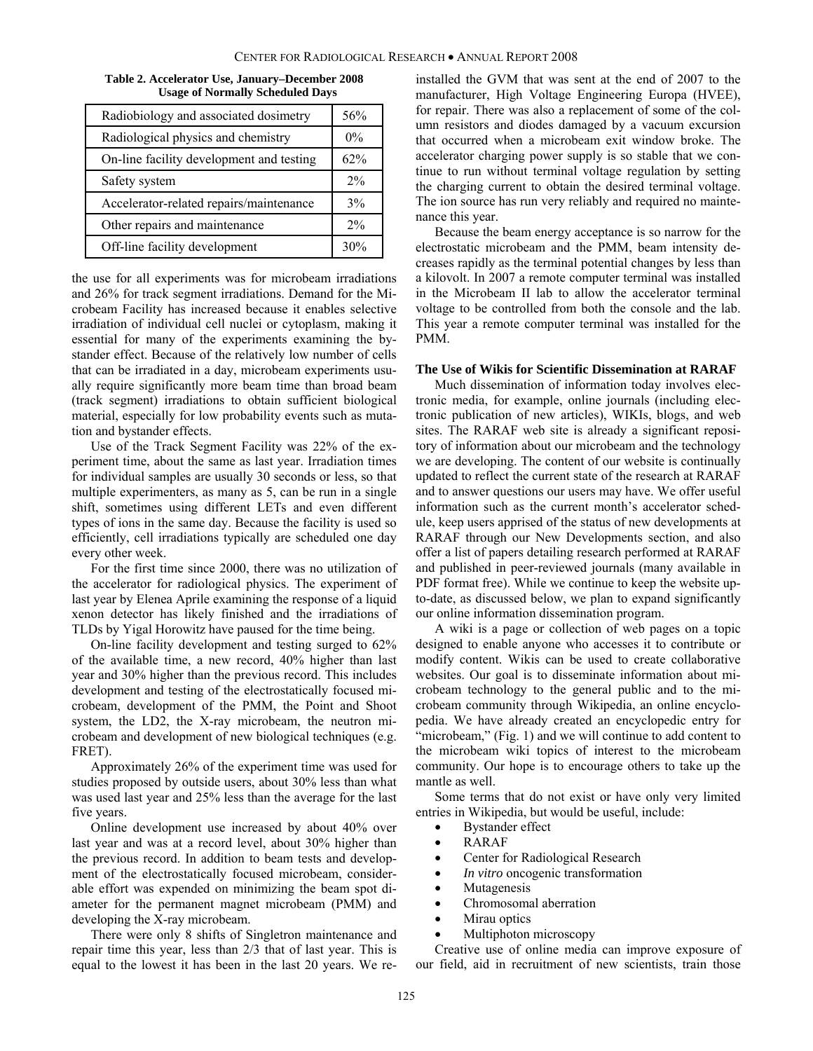**Table 2. Accelerator Use, January–December 2008 Usage of Normally Scheduled Days**

| | |
|---|---|
| Radiobiology and associated dosimetry | 56% |
| Radiological physics and chemistry | 0% |
| On-line facility development and testing | 62% |
| Safety system | 2% |
| Accelerator-related repairs/maintenance | 3% |
| Other repairs and maintenance | 2% |
| Off-line facility development | 30% |

the use for all experiments was for microbeam irradiations and 26% for track segment irradiations. Demand for the Microbeam Facility has increased because it enables selective irradiation of individual cell nuclei or cytoplasm, making it essential for many of the experiments examining the bystander effect. Because of the relatively low number of cells that can be irradiated in a day, microbeam experiments usually require significantly more beam time than broad beam (track segment) irradiations to obtain sufficient biological material, especially for low probability events such as mutation and bystander effects.

Use of the Track Segment Facility was 22% of the experiment time, about the same as last year. Irradiation times for individual samples are usually 30 seconds or less, so that multiple experimenters, as many as 5, can be run in a single shift, sometimes using different LETs and even different types of ions in the same day. Because the facility is used so efficiently, cell irradiations typically are scheduled one day every other week.

For the first time since 2000, there was no utilization of the accelerator for radiological physics. The experiment of last year by Elenea Aprile examining the response of a liquid xenon detector has likely finished and the irradiations of TLDs by Yigal Horowitz have paused for the time being.

On-line facility development and testing surged to 62% of the available time, a new record, 40% higher than last year and 30% higher than the previous record. This includes development and testing of the electrostatically focused microbeam, development of the PMM, the Point and Shoot system, the LD2, the X-ray microbeam, the neutron microbeam and development of new biological techniques (e.g. FRET).

Approximately 26% of the experiment time was used for studies proposed by outside users, about 30% less than what was used last year and 25% less than the average for the last five years.

Online development use increased by about 40% over last year and was at a record level, about 30% higher than the previous record. In addition to beam tests and development of the electrostatically focused microbeam, considerable effort was expended on minimizing the beam spot diameter for the permanent magnet microbeam (PMM) and developing the X-ray microbeam.

There were only 8 shifts of Singletron maintenance and repair time this year, less than 2/3 that of last year. This is equal to the lowest it has been in the last 20 years. We reinstalled the GVM that was sent at the end of 2007 to the manufacturer, High Voltage Engineering Europa (HVEE), for repair. There was also a replacement of some of the column resistors and diodes damaged by a vacuum excursion that occurred when a microbeam exit window broke. The accelerator charging power supply is so stable that we continue to run without terminal voltage regulation by setting the charging current to obtain the desired terminal voltage. The ion source has run very reliably and required no maintenance this year.

Because the beam energy acceptance is so narrow for the electrostatic microbeam and the PMM, beam intensity decreases rapidly as the terminal potential changes by less than a kilovolt. In 2007 a remote computer terminal was installed in the Microbeam II lab to allow the accelerator terminal voltage to be controlled from both the console and the lab. This year a remote computer terminal was installed for the PMM.

### The Use of Wikis for Scientific Dissemination at RARAF

Much dissemination of information today involves electronic media, for example, online journals (including electronic publication of new articles), WIKIs, blogs, and web sites. The RARAF web site is already a significant repository of information about our microbeam and the technology we are developing. The content of our website is continually updated to reflect the current state of the research at RARAF and to answer questions our users may have. We offer useful information such as the current month's accelerator schedule, keep users apprised of the status of new developments at RARAF through our New Developments section, and also offer a list of papers detailing research performed at RARAF and published in peer-reviewed journals (many available in PDF format free). While we continue to keep the website up-to-date, as discussed below, we plan to expand significantly our online information dissemination program.

A wiki is a page or collection of web pages on a topic designed to enable anyone who accesses it to contribute or modify content. Wikis can be used to create collaborative websites. Our goal is to disseminate information about microbeam technology to the general public and to the microbeam community through Wikipedia, an online encyclopedia. We have already created an encyclopedic entry for "microbeam," (Fig. 1) and we will continue to add content to the microbeam wiki topics of interest to the microbeam community. Our hope is to encourage others to take up the mantle as well.

Some terms that do not exist or have only very limited entries in Wikipedia, but would be useful, include:

- Bystander effect
- RARAF
- Center for Radiological Research
- *In vitro* oncogenic transformation
- Mutagenesis
- Chromosomal aberration
- Mirau optics
- Multiphoton microscopy

Creative use of online media can improve exposure of our field, aid in recruitment of new scientists, train those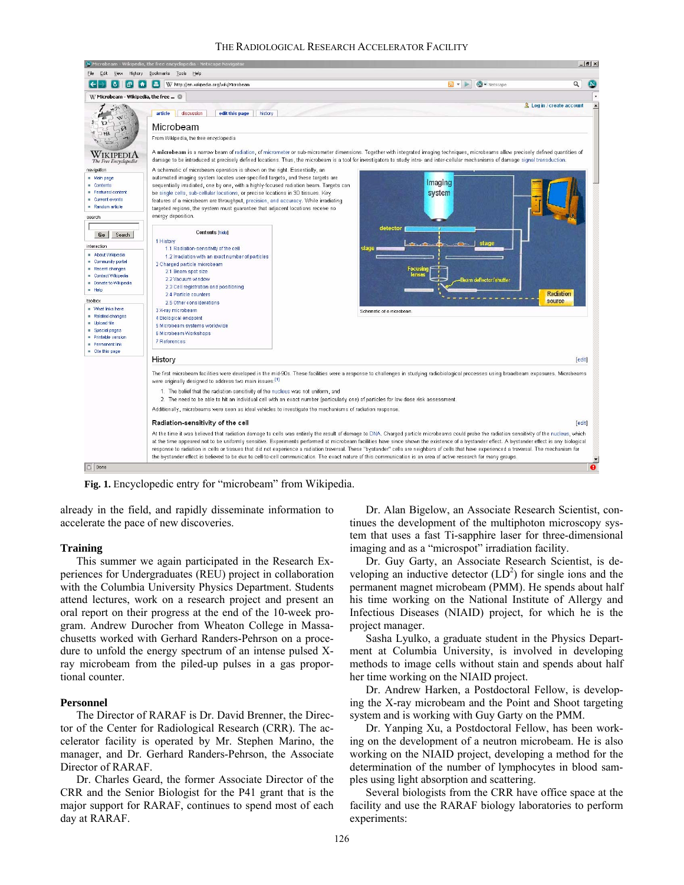Fig. 1. Encyclopedic entry for "microbeam" from Wikipedia.

already in the field, and rapidly disseminate information to accelerate the pace of new discoveries.

### Training

This summer we again participated in the Research Experiences for Undergraduates (REU) project in collaboration with the Columbia University Physics Department. Students attend lectures, work on a research project and present an oral report on their progress at the end of the 10-week program. Andrew Durocher from Wheaton College in Massachusetts worked with Gerhard Randers-Pehrson on a procedure to unfold the energy spectrum of an intense pulsed X-ray microbeam from the piled-up pulses in a gas proportional counter.

### Personnel

The Director of RARAF is Dr. David Brenner, the Director of the Center for Radiological Research (CRR). The accelerator facility is operated by Mr. Stephen Marino, the manager, and Dr. Gerhard Randers-Pehrson, the Associate Director of RARAF.

Dr. Charles Geard, the former Associate Director of the CRR and the Senior Biologist for the P41 grant that is the major support for RARAF, continues to spend most of each day at RARAF.

Dr. Alan Bigelow, an Associate Research Scientist, continues the development of the multiphoton microscopy system that uses a fast Ti-sapphire laser for three-dimensional imaging and as a "microspot" irradiation facility.

Dr. Guy Garty, an Associate Research Scientist, is developing an inductive detector ($LD^2$) for single ions and the permanent magnet microbeam (PMM). He spends about half his time working on the National Institute of Allergy and Infectious Diseases (NIAID) project, for which he is the project manager.

Sasha Lyulko, a graduate student in the Physics Department at Columbia University, is involved in developing methods to image cells without stain and spends about half her time working on the NIAID project.

Dr. Andrew Harken, a Postdoctoral Fellow, is developing the X-ray microbeam and the Point and Shoot targeting system and is working with Guy Garty on the PMM.

Dr. Yanping Xu, a Postdoctoral Fellow, has been working on the development of a neutron microbeam. He is also working on the NIAID project, developing a method for the determination of the number of lymphocytes in blood samples using light absorption and scattering.

Several biologists from the CRR have office space at the facility and use the RARAF biology laboratories to perform experiments: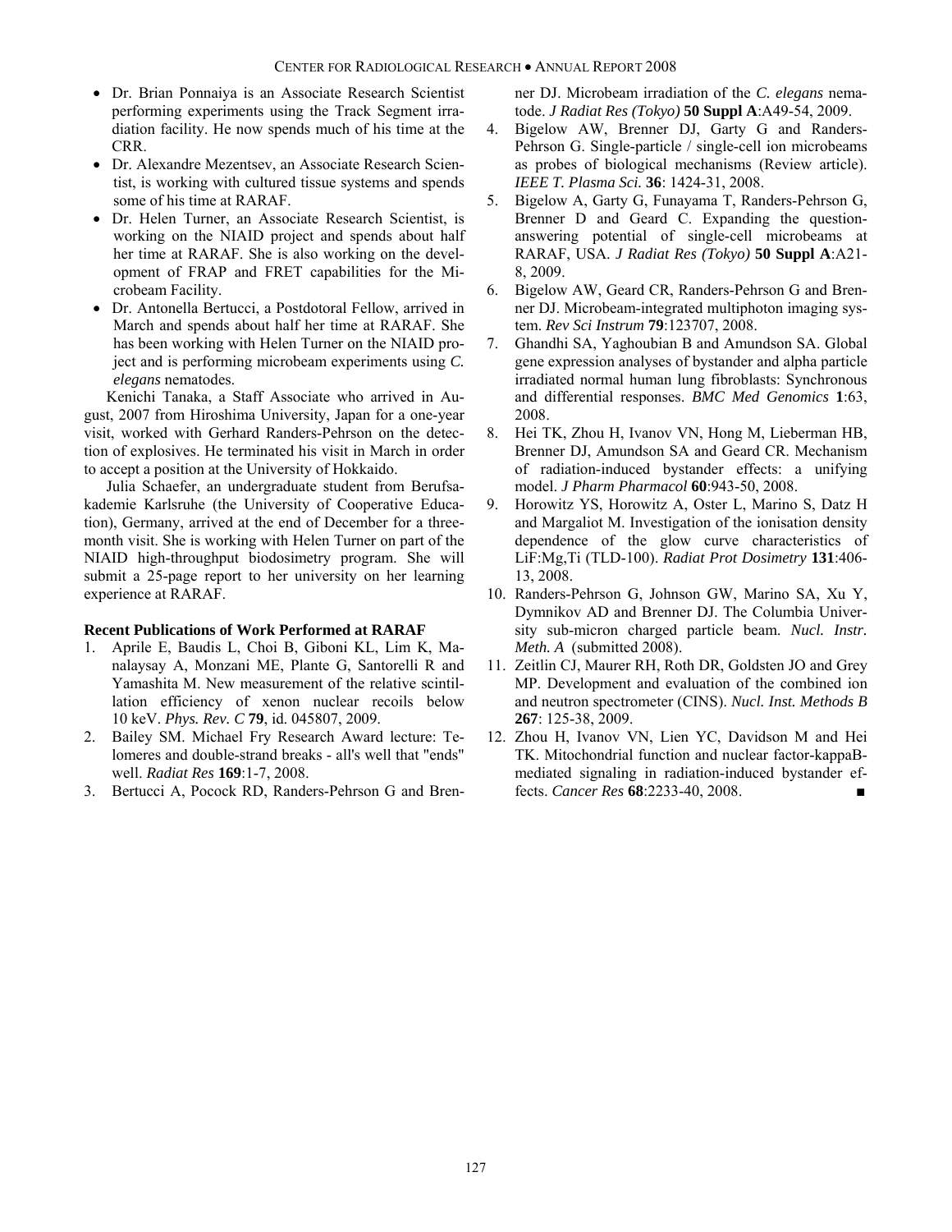- Dr. Brian Ponnaiya is an Associate Research Scientist performing experiments using the Track Segment irradiation facility. He now spends much of his time at the CRR.
- Dr. Alexandre Mezentsev, an Associate Research Scientist, is working with cultured tissue systems and spends some of his time at RARAF.
- Dr. Helen Turner, an Associate Research Scientist, is working on the NIAID project and spends about half her time at RARAF. She is also working on the development of FRAP and FRET capabilities for the Microbeam Facility.
- Dr. Antonella Bertucci, a Postdotoral Fellow, arrived in March and spends about half her time at RARAF. She has been working with Helen Turner on the NIAID project and is performing microbeam experiments using *C. elegans* nematodes.

Kenichi Tanaka, a Staff Associate who arrived in August, 2007 from Hiroshima University, Japan for a one-year visit, worked with Gerhard Randers-Pehrson on the detection of explosives. He terminated his visit in March in order to accept a position at the University of Hokkaido.

Julia Schaefer, an undergraduate student from Berufsakademie Karlsruhe (the University of Cooperative Education), Germany, arrived at the end of December for a three-month visit. She is working with Helen Turner on part of the NIAID high-throughput biodosimetry program. She will submit a 25-page report to her university on her learning experience at RARAF.

**Recent Publications of Work Performed at RARAF**

1. Aprile E, Baudis L, Choi B, Giboni KL, Lim K, Manalaysay A, Monzani ME, Plante G, Santorelli R and Yamashita M. New measurement of the relative scintillation efficiency of xenon nuclear recoils below 10 keV. *Phys. Rev. C* **79**, id. 045807, 2009.
2. Bailey SM. Michael Fry Research Award lecture: Telomeres and double-strand breaks - all's well that "ends" well. *Radiat Res* **169**:1-7, 2008.
3. Bertucci A, Pocock RD, Randers-Pehrson G and Brenner DJ. Microbeam irradiation of the *C. elegans* nematode. *J Radiat Res (Tokyo)* **50 Suppl A**:A49-54, 2009.
4. Bigelow AW, Brenner DJ, Garty G and Randers-Pehrson G. Single-particle / single-cell ion microbeams as probes of biological mechanisms (Review article). *IEEE T. Plasma Sci.* **36**: 1424-31, 2008.
5. Bigelow A, Garty G, Funayama T, Randers-Pehrson G, Brenner D and Geard C. Expanding the question-answering potential of single-cell microbeams at RARAF, USA. *J Radiat Res (Tokyo)* **50 Suppl A**:A21-8, 2009.
6. Bigelow AW, Geard CR, Randers-Pehrson G and Brenner DJ. Microbeam-integrated multiphoton imaging system. *Rev Sci Instrum* **79**:123707, 2008.
7. Ghandhi SA, Yaghoubian B and Amundson SA. Global gene expression analyses of bystander and alpha particle irradiated normal human lung fibroblasts: Synchronous and differential responses. *BMC Med Genomics* **1**:63, 2008.
8. Hei TK, Zhou H, Ivanov VN, Hong M, Lieberman HB, Brenner DJ, Amundson SA and Geard CR. Mechanism of radiation-induced bystander effects: a unifying model. *J Pharm Pharmacol* **60**:943-50, 2008.
9. Horowitz YS, Horowitz A, Oster L, Marino S, Datz H and Margaliot M. Investigation of the ionisation density dependence of the glow curve characteristics of LiF:Mg,Ti (TLD-100). *Radiat Prot Dosimetry* **131**:406-13, 2008.
10. Randers-Pehrson G, Johnson GW, Marino SA, Xu Y, Dymnikov AD and Brenner DJ. The Columbia University sub-micron charged particle beam. *Nucl. Instr. Meth. A* (submitted 2008).
11. Zeitlin CJ, Maurer RH, Roth DR, Goldsten JO and Grey MP. Development and evaluation of the combined ion and neutron spectrometer (CINS). *Nucl. Inst. Methods B* **267**: 125-38, 2009.
12. Zhou H, Ivanov VN, Lien YC, Davidson M and Hei TK. Mitochondrial function and nuclear factor-kappaB-mediated signaling in radiation-induced bystander effects. *Cancer Res* **68**:2233-40, 2008. ■